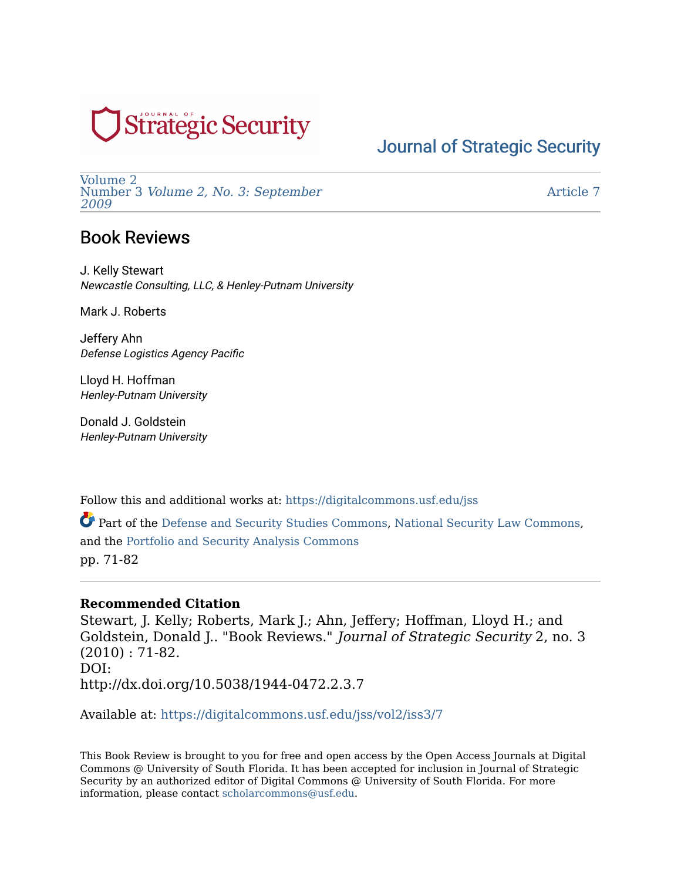Journal of Strategic Security

Volume 2
Number 3 *Volume 2, No. 3: September 2009*

Article 7

# Book Reviews

J. Kelly Stewart
*Newcastle Consulting, LLC, & Henley-Putnam University*

Mark J. Roberts

Jeffery Ahn
*Defense Logistics Agency Pacific*

Lloyd H. Hoffman
*Henley-Putnam University*

Donald J. Goldstein
*Henley-Putnam University*

Follow this and additional works at: https://digitalcommons.usf.edu/jss

Part of the Defense and Security Studies Commons, National Security Law Commons, and the Portfolio and Security Analysis Commons
pp. 71-82

**Recommended Citation**
Stewart, J. Kelly; Roberts, Mark J.; Ahn, Jeffery; Hoffman, Lloyd H.; and Goldstein, Donald J.. "Book Reviews." *Journal of Strategic Security* 2, no. 3 (2010) : 71-82.
DOI:
http://dx.doi.org/10.5038/1944-0472.2.3.7

Available at: https://digitalcommons.usf.edu/jss/vol2/iss3/7

This Book Review is brought to you for free and open access by the Open Access Journals at Digital Commons @ University of South Florida. It has been accepted for inclusion in Journal of Strategic Security by an authorized editor of Digital Commons @ University of South Florida. For more information, please contact scholarcommons@usf.edu.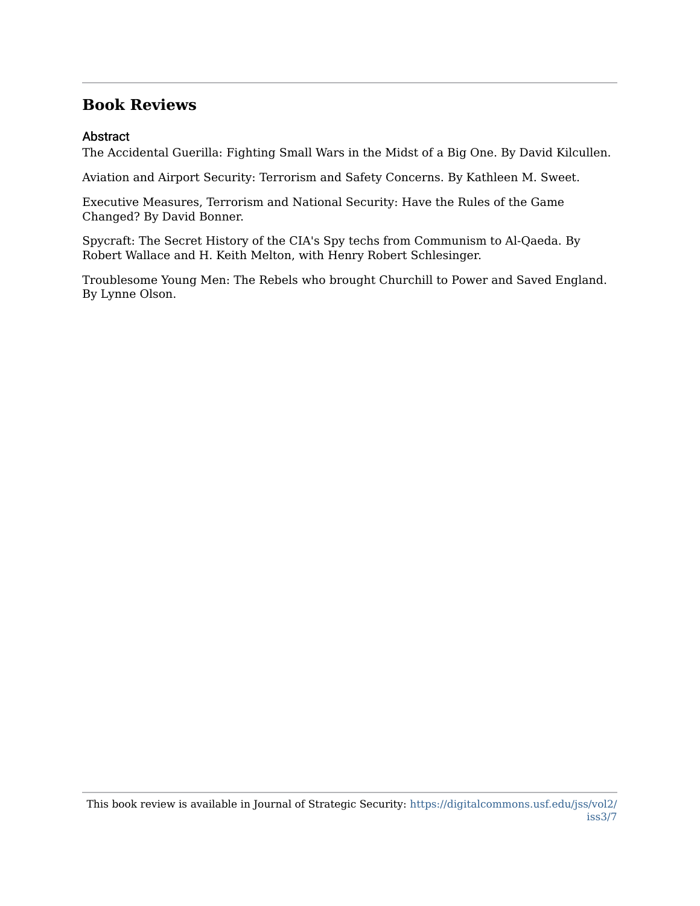## Book Reviews

### Abstract

The Accidental Guerilla: Fighting Small Wars in the Midst of a Big One. By David Kilcullen.

Aviation and Airport Security: Terrorism and Safety Concerns. By Kathleen M. Sweet.

Executive Measures, Terrorism and National Security: Have the Rules of the Game Changed? By David Bonner.

Spycraft: The Secret History of the CIA's Spy techs from Communism to Al-Qaeda. By Robert Wallace and H. Keith Melton, with Henry Robert Schlesinger.

Troublesome Young Men: The Rebels who brought Churchill to Power and Saved England. By Lynne Olson.

This book review is available in Journal of Strategic Security: https://digitalcommons.usf.edu/jss/vol2/iss3/7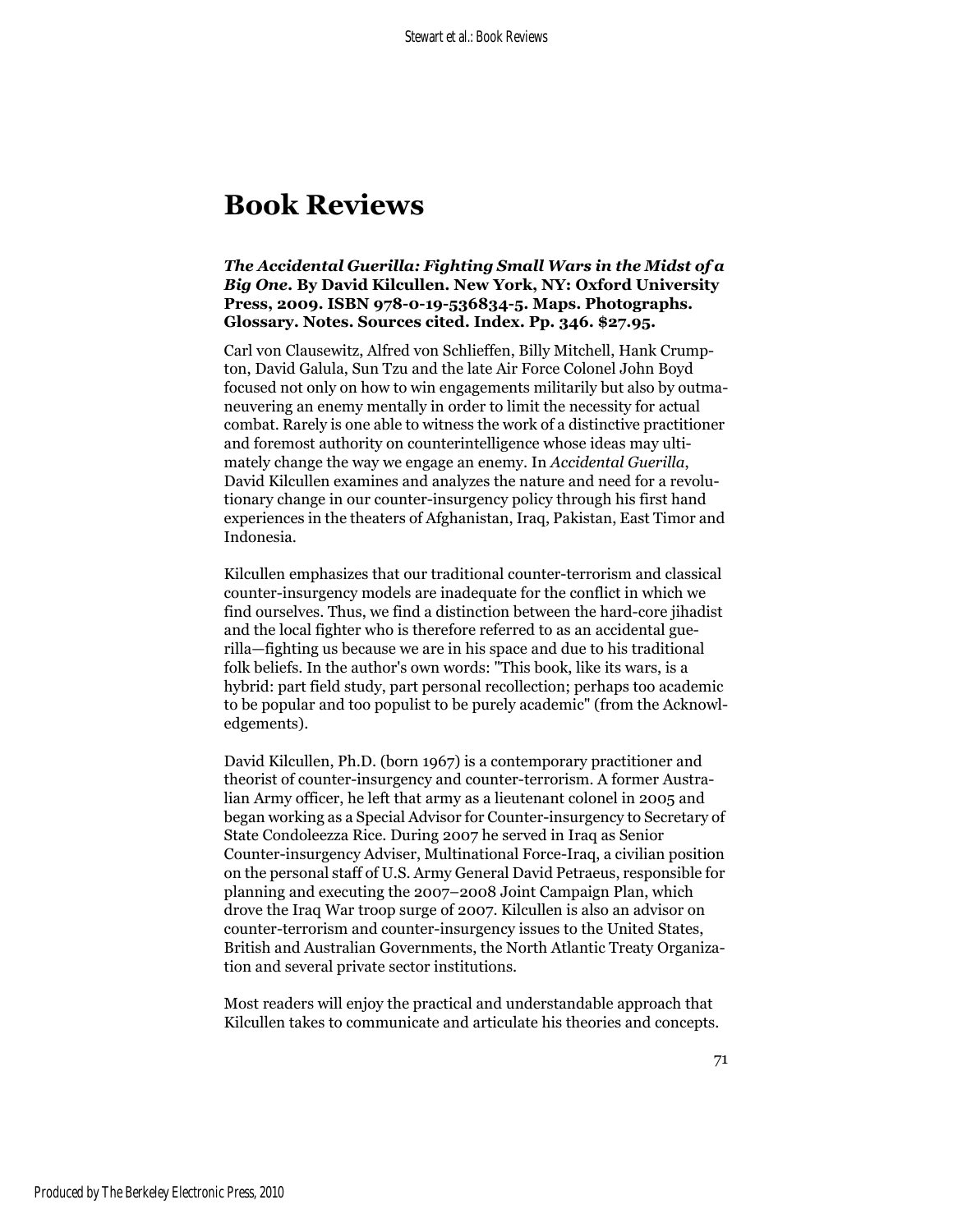# Book Reviews

***The Accidental Guerilla: Fighting Small Wars in the Midst of a Big One*. By David Kilcullen. New York, NY: Oxford University Press, 2009. ISBN 978-0-19-536834-5. Maps. Photographs. Glossary. Notes. Sources cited. Index. Pp. 346. $27.95.**

Carl von Clausewitz, Alfred von Schlieffen, Billy Mitchell, Hank Crumpton, David Galula, Sun Tzu and the late Air Force Colonel John Boyd focused not only on how to win engagements militarily but also by outmaneuvering an enemy mentally in order to limit the necessity for actual combat. Rarely is one able to witness the work of a distinctive practitioner and foremost authority on counterintelligence whose ideas may ultimately change the way we engage an enemy. In *Accidental Guerilla*, David Kilcullen examines and analyzes the nature and need for a revolutionary change in our counter-insurgency policy through his first hand experiences in the theaters of Afghanistan, Iraq, Pakistan, East Timor and Indonesia.

Kilcullen emphasizes that our traditional counter-terrorism and classical counter-insurgency models are inadequate for the conflict in which we find ourselves. Thus, we find a distinction between the hard-core jihadist and the local fighter who is therefore referred to as an accidental guerilla—fighting us because we are in his space and due to his traditional folk beliefs. In the author's own words: "This book, like its wars, is a hybrid: part field study, part personal recollection; perhaps too academic to be popular and too populist to be purely academic" (from the Acknowledgements).

David Kilcullen, Ph.D. (born 1967) is a contemporary practitioner and theorist of counter-insurgency and counter-terrorism. A former Australian Army officer, he left that army as a lieutenant colonel in 2005 and began working as a Special Advisor for Counter-insurgency to Secretary of State Condoleezza Rice. During 2007 he served in Iraq as Senior Counter-insurgency Adviser, Multinational Force-Iraq, a civilian position on the personal staff of U.S. Army General David Petraeus, responsible for planning and executing the 2007–2008 Joint Campaign Plan, which drove the Iraq War troop surge of 2007. Kilcullen is also an advisor on counter-terrorism and counter-insurgency issues to the United States, British and Australian Governments, the North Atlantic Treaty Organization and several private sector institutions.

Most readers will enjoy the practical and understandable approach that Kilcullen takes to communicate and articulate his theories and concepts.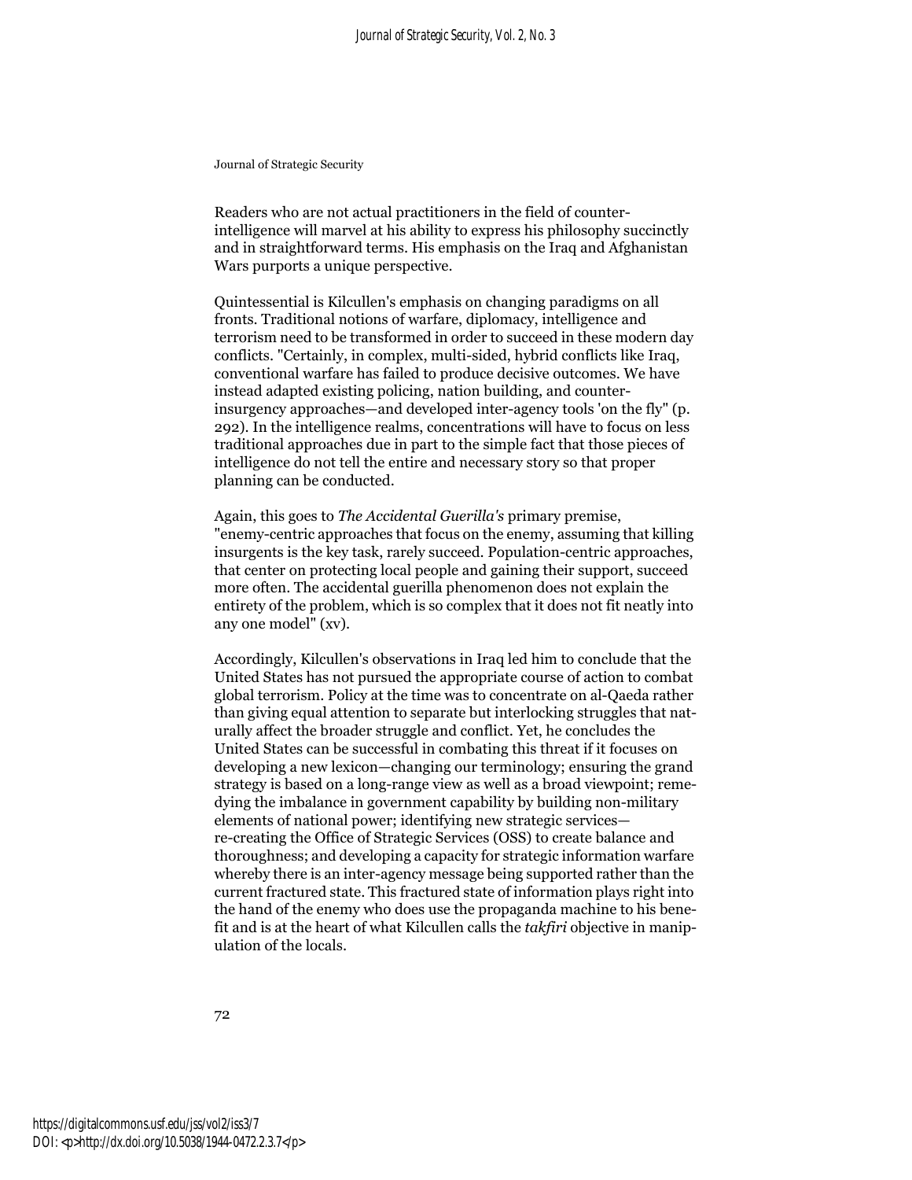Readers who are not actual practitioners in the field of counter-intelligence will marvel at his ability to express his philosophy succinctly and in straightforward terms. His emphasis on the Iraq and Afghanistan Wars purports a unique perspective.

Quintessential is Kilcullen's emphasis on changing paradigms on all fronts. Traditional notions of warfare, diplomacy, intelligence and terrorism need to be transformed in order to succeed in these modern day conflicts. "Certainly, in complex, multi-sided, hybrid conflicts like Iraq, conventional warfare has failed to produce decisive outcomes. We have instead adapted existing policing, nation building, and counter-insurgency approaches—and developed inter-agency tools 'on the fly" (p. 292). In the intelligence realms, concentrations will have to focus on less traditional approaches due in part to the simple fact that those pieces of intelligence do not tell the entire and necessary story so that proper planning can be conducted.

Again, this goes to *The Accidental Guerilla's* primary premise, "enemy-centric approaches that focus on the enemy, assuming that killing insurgents is the key task, rarely succeed. Population-centric approaches, that center on protecting local people and gaining their support, succeed more often. The accidental guerilla phenomenon does not explain the entirety of the problem, which is so complex that it does not fit neatly into any one model" (xv).

Accordingly, Kilcullen's observations in Iraq led him to conclude that the United States has not pursued the appropriate course of action to combat global terrorism. Policy at the time was to concentrate on al-Qaeda rather than giving equal attention to separate but interlocking struggles that naturally affect the broader struggle and conflict. Yet, he concludes the United States can be successful in combating this threat if it focuses on developing a new lexicon—changing our terminology; ensuring the grand strategy is based on a long-range view as well as a broad viewpoint; remedying the imbalance in government capability by building non-military elements of national power; identifying new strategic services—re-creating the Office of Strategic Services (OSS) to create balance and thoroughness; and developing a capacity for strategic information warfare whereby there is an inter-agency message being supported rather than the current fractured state. This fractured state of information plays right into the hand of the enemy who does use the propaganda machine to his benefit and is at the heart of what Kilcullen calls the *takfiri* objective in manipulation of the locals.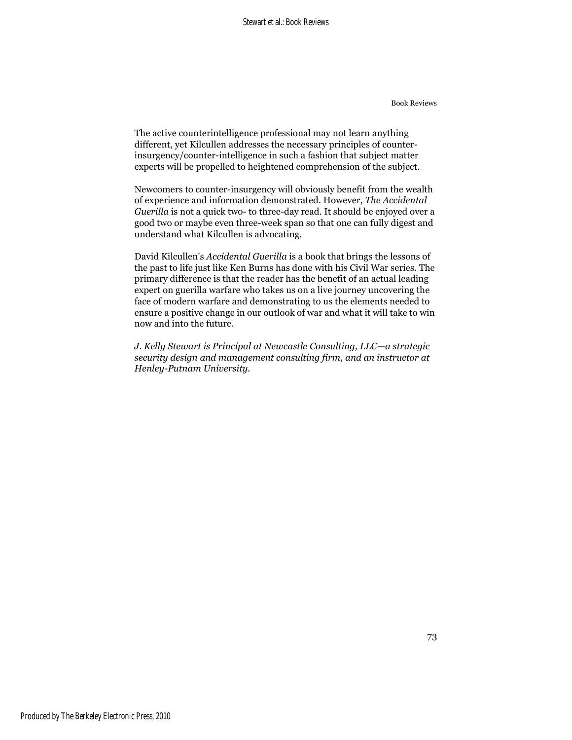The active counterintelligence professional may not learn anything different, yet Kilcullen addresses the necessary principles of counter-insurgency/counter-intelligence in such a fashion that subject matter experts will be propelled to heightened comprehension of the subject.

Newcomers to counter-insurgency will obviously benefit from the wealth of experience and information demonstrated. However, *The Accidental Guerilla* is not a quick two- to three-day read. It should be enjoyed over a good two or maybe even three-week span so that one can fully digest and understand what Kilcullen is advocating.

David Kilcullen's *Accidental Guerilla* is a book that brings the lessons of the past to life just like Ken Burns has done with his Civil War series. The primary difference is that the reader has the benefit of an actual leading expert on guerilla warfare who takes us on a live journey uncovering the face of modern warfare and demonstrating to us the elements needed to ensure a positive change in our outlook of war and what it will take to win now and into the future.

*J. Kelly Stewart is Principal at Newcastle Consulting, LLC—a strategic security design and management consulting firm, and an instructor at Henley-Putnam University.*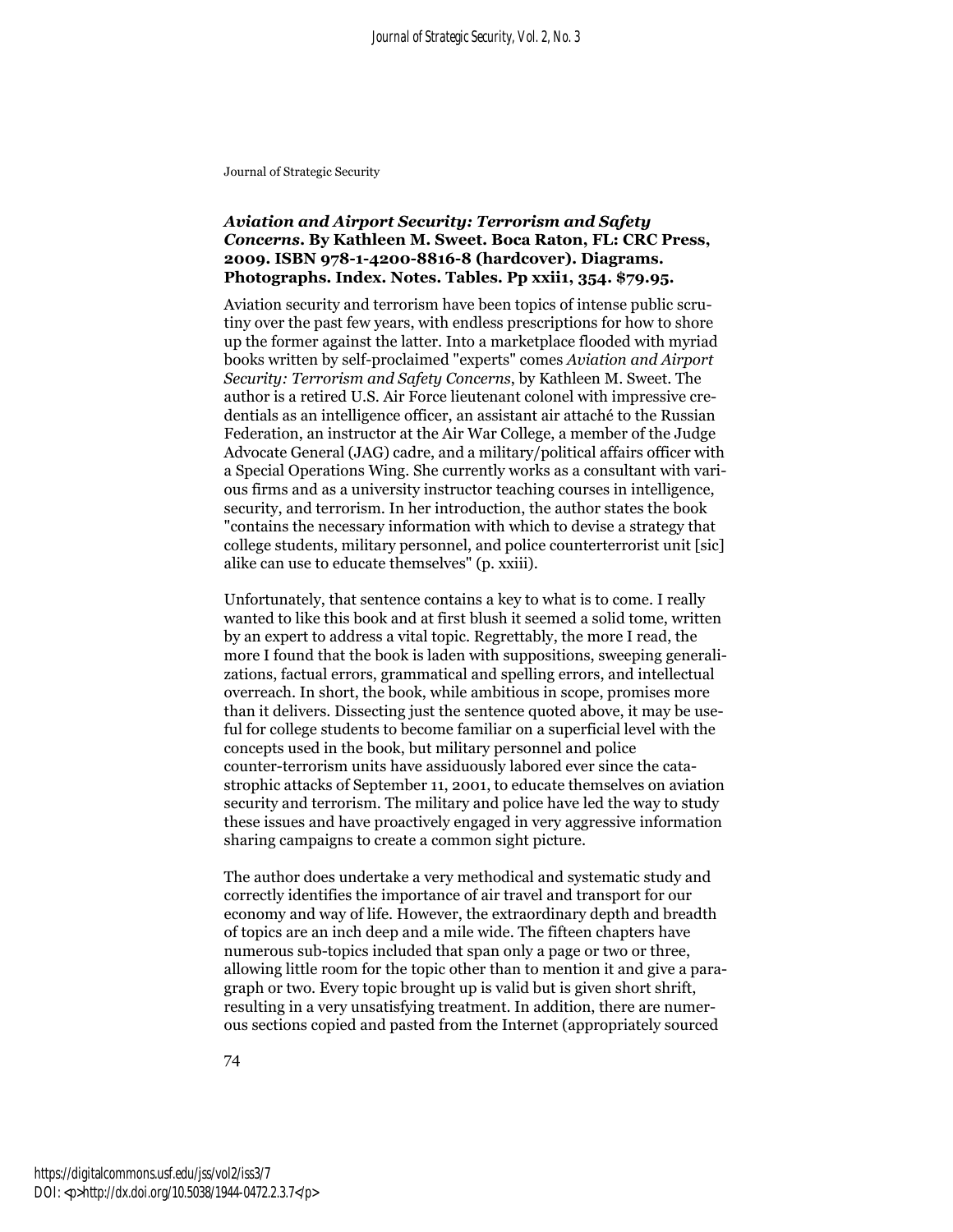Journal of Strategic Security

***Aviation and Airport Security: Terrorism and Safety Concerns*. By Kathleen M. Sweet. Boca Raton, FL: CRC Press, 2009. ISBN 978-1-4200-8816-8 (hardcover). Diagrams. Photographs. Index. Notes. Tables. Pp xxii1, 354. $79.95.**

Aviation security and terrorism have been topics of intense public scrutiny over the past few years, with endless prescriptions for how to shore up the former against the latter. Into a marketplace flooded with myriad books written by self-proclaimed "experts" comes *Aviation and Airport Security: Terrorism and Safety Concerns*, by Kathleen M. Sweet. The author is a retired U.S. Air Force lieutenant colonel with impressive credentials as an intelligence officer, an assistant air attaché to the Russian Federation, an instructor at the Air War College, a member of the Judge Advocate General (JAG) cadre, and a military/political affairs officer with a Special Operations Wing. She currently works as a consultant with various firms and as a university instructor teaching courses in intelligence, security, and terrorism. In her introduction, the author states the book "contains the necessary information with which to devise a strategy that college students, military personnel, and police counterterrorist unit [sic] alike can use to educate themselves" (p. xxiii).

Unfortunately, that sentence contains a key to what is to come. I really wanted to like this book and at first blush it seemed a solid tome, written by an expert to address a vital topic. Regrettably, the more I read, the more I found that the book is laden with suppositions, sweeping generalizations, factual errors, grammatical and spelling errors, and intellectual overreach. In short, the book, while ambitious in scope, promises more than it delivers. Dissecting just the sentence quoted above, it may be useful for college students to become familiar on a superficial level with the concepts used in the book, but military personnel and police counter-terrorism units have assiduously labored ever since the catastrophic attacks of September 11, 2001, to educate themselves on aviation security and terrorism. The military and police have led the way to study these issues and have proactively engaged in very aggressive information sharing campaigns to create a common sight picture.

The author does undertake a very methodical and systematic study and correctly identifies the importance of air travel and transport for our economy and way of life. However, the extraordinary depth and breadth of topics are an inch deep and a mile wide. The fifteen chapters have numerous sub-topics included that span only a page or two or three, allowing little room for the topic other than to mention it and give a paragraph or two. Every topic brought up is valid but is given short shrift, resulting in a very unsatisfying treatment. In addition, there are numerous sections copied and pasted from the Internet (appropriately sourced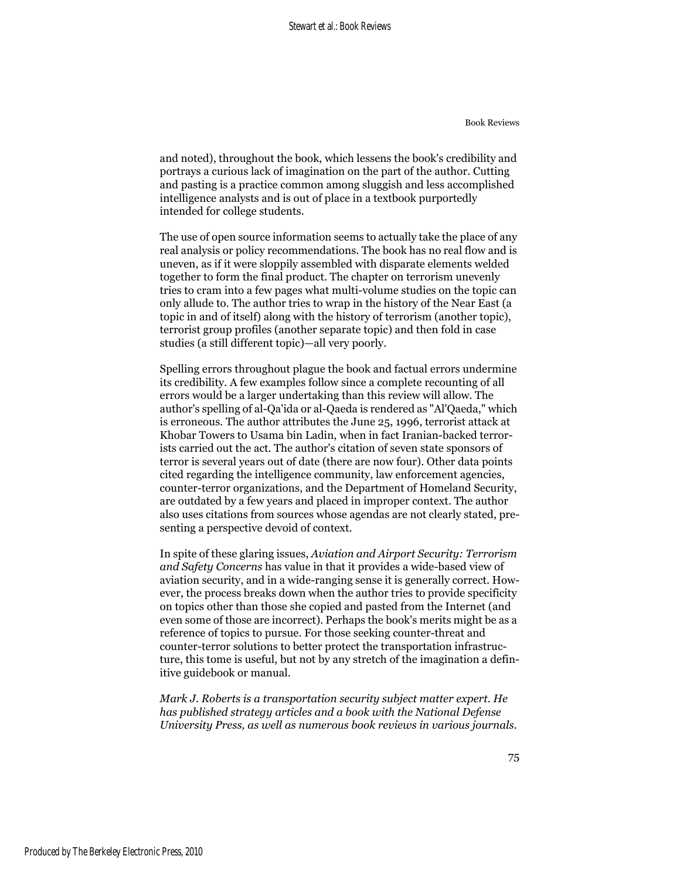and noted), throughout the book, which lessens the book's credibility and portrays a curious lack of imagination on the part of the author. Cutting and pasting is a practice common among sluggish and less accomplished intelligence analysts and is out of place in a textbook purportedly intended for college students.

The use of open source information seems to actually take the place of any real analysis or policy recommendations. The book has no real flow and is uneven, as if it were sloppily assembled with disparate elements welded together to form the final product. The chapter on terrorism unevenly tries to cram into a few pages what multi-volume studies on the topic can only allude to. The author tries to wrap in the history of the Near East (a topic in and of itself) along with the history of terrorism (another topic), terrorist group profiles (another separate topic) and then fold in case studies (a still different topic)—all very poorly.

Spelling errors throughout plague the book and factual errors undermine its credibility. A few examples follow since a complete recounting of all errors would be a larger undertaking than this review will allow. The author's spelling of al-Qa'ida or al-Qaeda is rendered as "Al'Qaeda," which is erroneous. The author attributes the June 25, 1996, terrorist attack at Khobar Towers to Usama bin Ladin, when in fact Iranian-backed terrorists carried out the act. The author's citation of seven state sponsors of terror is several years out of date (there are now four). Other data points cited regarding the intelligence community, law enforcement agencies, counter-terror organizations, and the Department of Homeland Security, are outdated by a few years and placed in improper context. The author also uses citations from sources whose agendas are not clearly stated, presenting a perspective devoid of context.

In spite of these glaring issues, *Aviation and Airport Security: Terrorism and Safety Concerns* has value in that it provides a wide-based view of aviation security, and in a wide-ranging sense it is generally correct. However, the process breaks down when the author tries to provide specificity on topics other than those she copied and pasted from the Internet (and even some of those are incorrect). Perhaps the book's merits might be as a reference of topics to pursue. For those seeking counter-threat and counter-terror solutions to better protect the transportation infrastructure, this tome is useful, but not by any stretch of the imagination a definitive guidebook or manual.

*Mark J. Roberts is a transportation security subject matter expert. He has published strategy articles and a book with the National Defense University Press, as well as numerous book reviews in various journals.*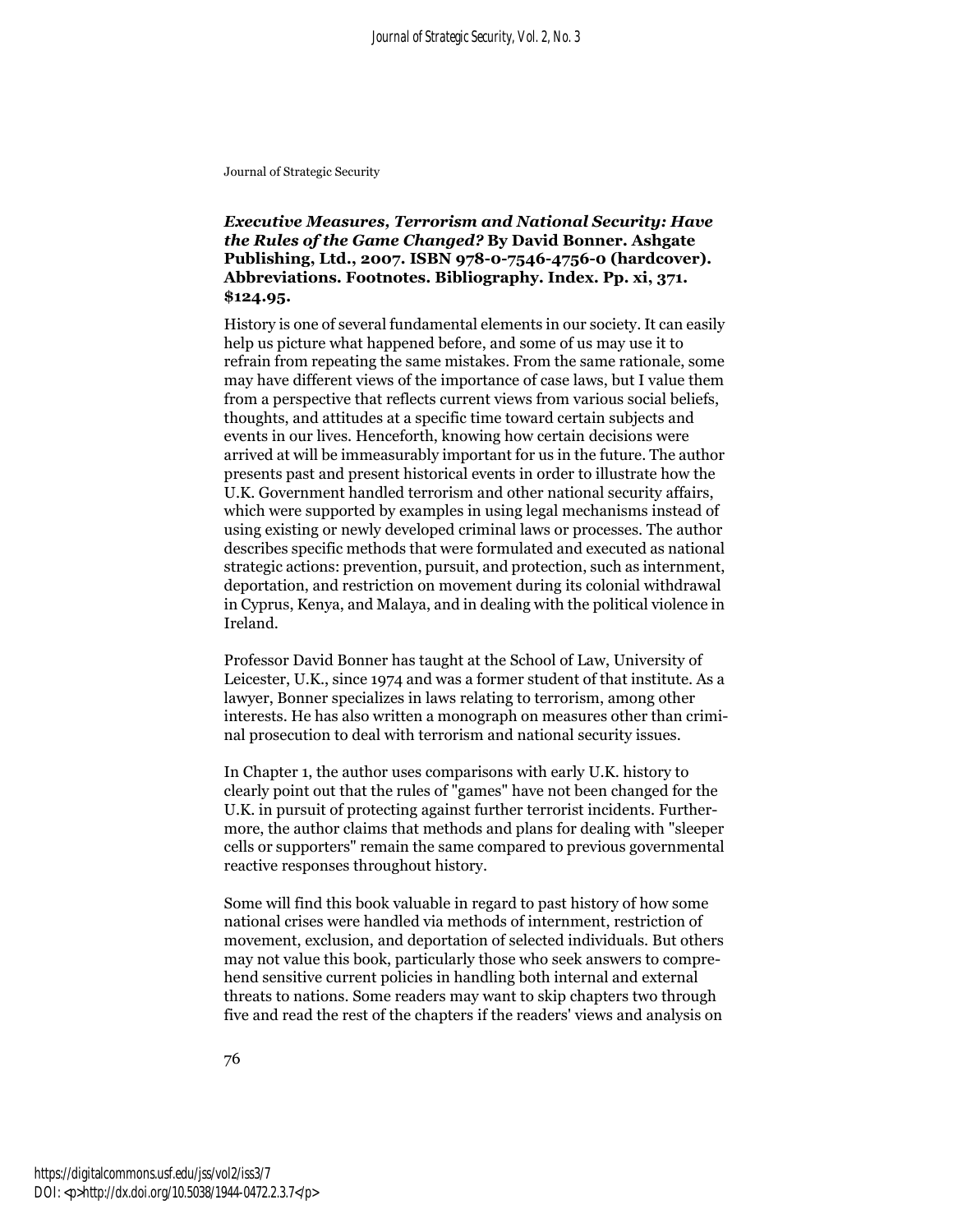***Executive Measures, Terrorism and National Security: Have the Rules of the Game Changed?*** **By David Bonner. Ashgate Publishing, Ltd., 2007. ISBN 978-0-7546-4756-0 (hardcover). Abbreviations. Footnotes. Bibliography. Index. Pp. xi, 371. $124.95.**

History is one of several fundamental elements in our society. It can easily help us picture what happened before, and some of us may use it to refrain from repeating the same mistakes. From the same rationale, some may have different views of the importance of case laws, but I value them from a perspective that reflects current views from various social beliefs, thoughts, and attitudes at a specific time toward certain subjects and events in our lives. Henceforth, knowing how certain decisions were arrived at will be immeasurably important for us in the future. The author presents past and present historical events in order to illustrate how the U.K. Government handled terrorism and other national security affairs, which were supported by examples in using legal mechanisms instead of using existing or newly developed criminal laws or processes. The author describes specific methods that were formulated and executed as national strategic actions: prevention, pursuit, and protection, such as internment, deportation, and restriction on movement during its colonial withdrawal in Cyprus, Kenya, and Malaya, and in dealing with the political violence in Ireland.

Professor David Bonner has taught at the School of Law, University of Leicester, U.K., since 1974 and was a former student of that institute. As a lawyer, Bonner specializes in laws relating to terrorism, among other interests. He has also written a monograph on measures other than criminal prosecution to deal with terrorism and national security issues.

In Chapter 1, the author uses comparisons with early U.K. history to clearly point out that the rules of "games" have not been changed for the U.K. in pursuit of protecting against further terrorist incidents. Furthermore, the author claims that methods and plans for dealing with "sleeper cells or supporters" remain the same compared to previous governmental reactive responses throughout history.

Some will find this book valuable in regard to past history of how some national crises were handled via methods of internment, restriction of movement, exclusion, and deportation of selected individuals. But others may not value this book, particularly those who seek answers to comprehend sensitive current policies in handling both internal and external threats to nations. Some readers may want to skip chapters two through five and read the rest of the chapters if the readers' views and analysis on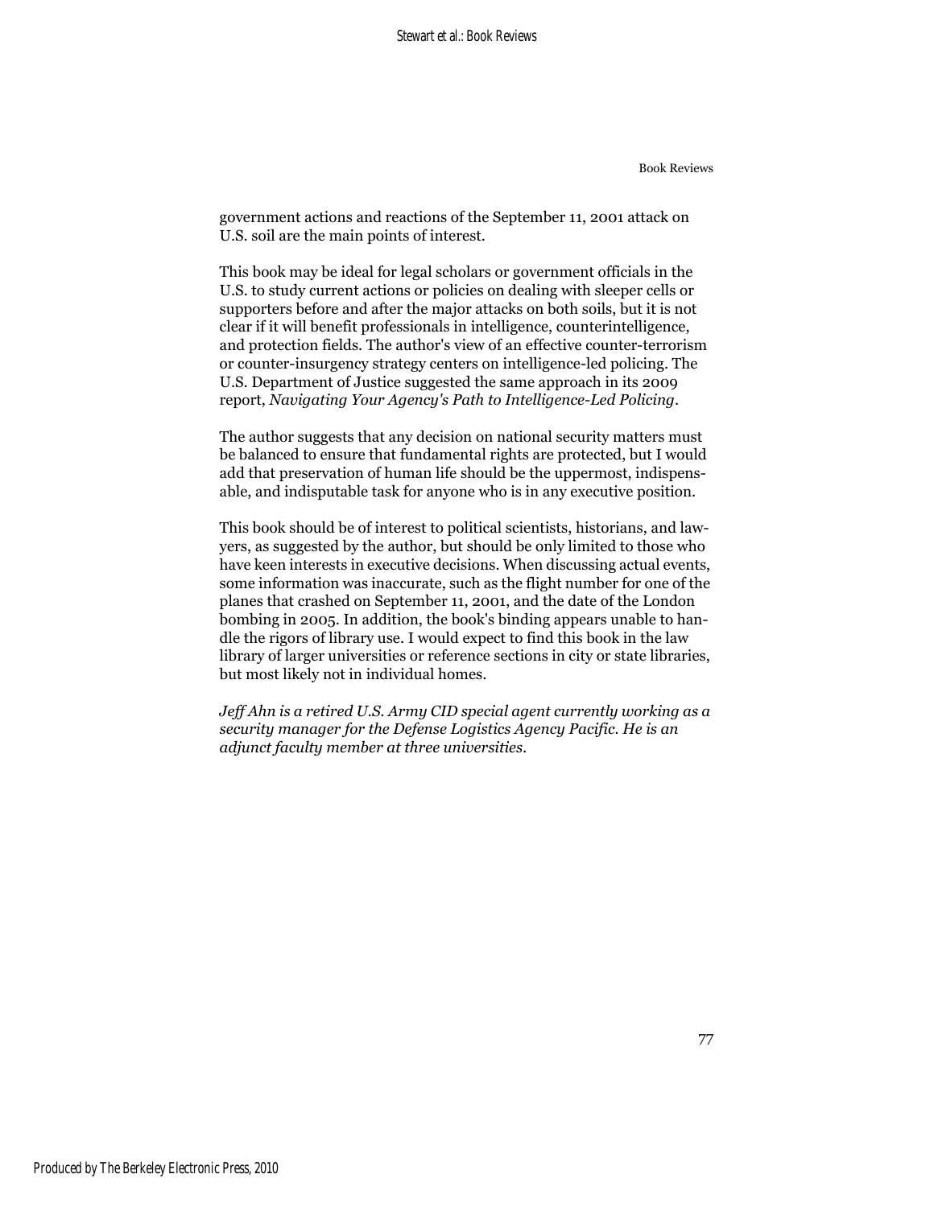government actions and reactions of the September 11, 2001 attack on U.S. soil are the main points of interest.

This book may be ideal for legal scholars or government officials in the U.S. to study current actions or policies on dealing with sleeper cells or supporters before and after the major attacks on both soils, but it is not clear if it will benefit professionals in intelligence, counterintelligence, and protection fields. The author's view of an effective counter-terrorism or counter-insurgency strategy centers on intelligence-led policing. The U.S. Department of Justice suggested the same approach in its 2009 report, *Navigating Your Agency's Path to Intelligence-Led Policing*.

The author suggests that any decision on national security matters must be balanced to ensure that fundamental rights are protected, but I would add that preservation of human life should be the uppermost, indispensable, and indisputable task for anyone who is in any executive position.

This book should be of interest to political scientists, historians, and lawyers, as suggested by the author, but should be only limited to those who have keen interests in executive decisions. When discussing actual events, some information was inaccurate, such as the flight number for one of the planes that crashed on September 11, 2001, and the date of the London bombing in 2005. In addition, the book's binding appears unable to handle the rigors of library use. I would expect to find this book in the law library of larger universities or reference sections in city or state libraries, but most likely not in individual homes.

*Jeff Ahn is a retired U.S. Army CID special agent currently working as a security manager for the Defense Logistics Agency Pacific. He is an adjunct faculty member at three universities.*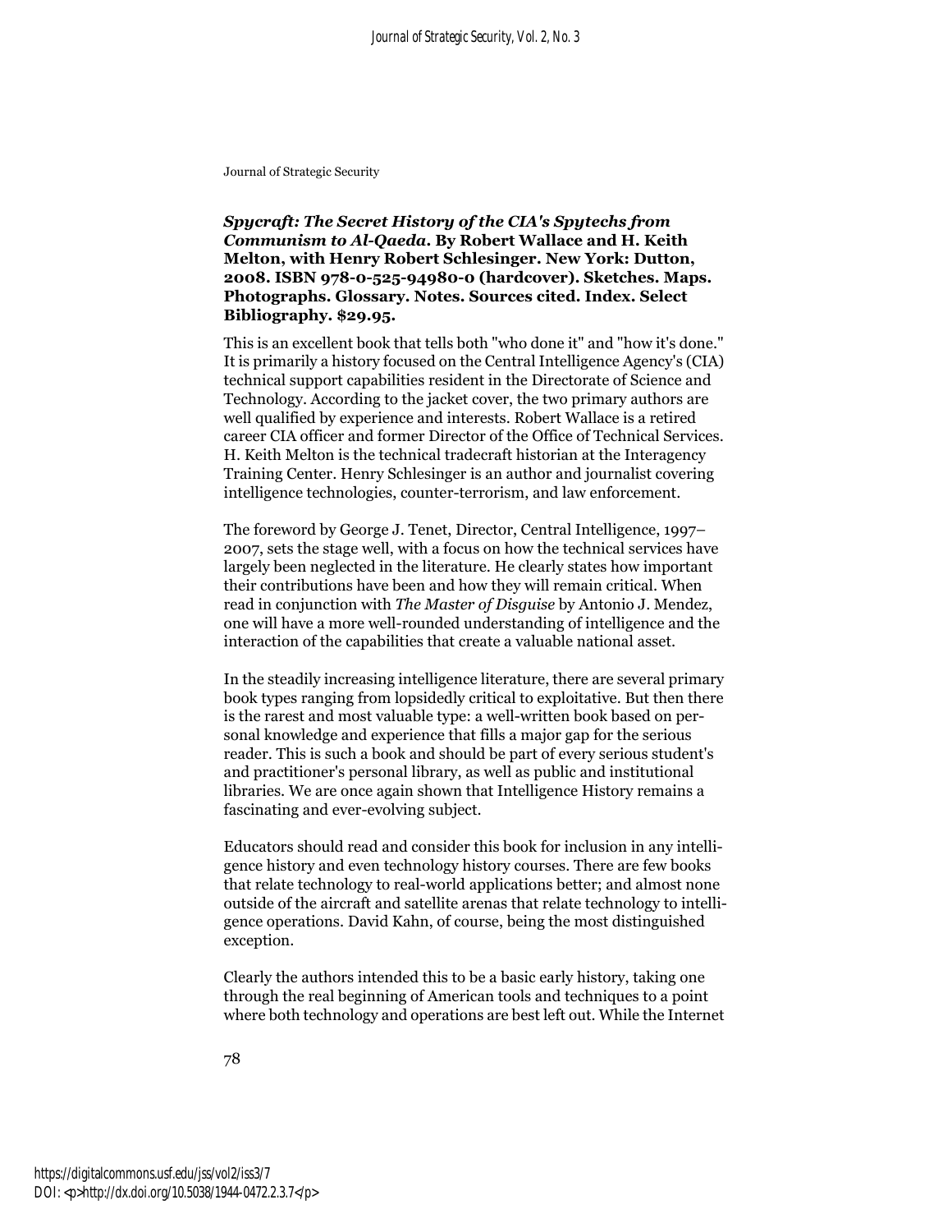***Spycraft: The Secret History of the CIA's Spytechs from Communism to Al-Qaeda*. By Robert Wallace and H. Keith Melton, with Henry Robert Schlesinger. New York: Dutton, 2008. ISBN 978-0-525-94980-0 (hardcover). Sketches. Maps. Photographs. Glossary. Notes. Sources cited. Index. Select Bibliography. $29.95.**

This is an excellent book that tells both "who done it" and "how it's done." It is primarily a history focused on the Central Intelligence Agency's (CIA) technical support capabilities resident in the Directorate of Science and Technology. According to the jacket cover, the two primary authors are well qualified by experience and interests. Robert Wallace is a retired career CIA officer and former Director of the Office of Technical Services. H. Keith Melton is the technical tradecraft historian at the Interagency Training Center. Henry Schlesinger is an author and journalist covering intelligence technologies, counter-terrorism, and law enforcement.

The foreword by George J. Tenet, Director, Central Intelligence, 1997–2007, sets the stage well, with a focus on how the technical services have largely been neglected in the literature. He clearly states how important their contributions have been and how they will remain critical. When read in conjunction with *The Master of Disguise* by Antonio J. Mendez, one will have a more well-rounded understanding of intelligence and the interaction of the capabilities that create a valuable national asset.

In the steadily increasing intelligence literature, there are several primary book types ranging from lopsidedly critical to exploitative. But then there is the rarest and most valuable type: a well-written book based on personal knowledge and experience that fills a major gap for the serious reader. This is such a book and should be part of every serious student's and practitioner's personal library, as well as public and institutional libraries. We are once again shown that Intelligence History remains a fascinating and ever-evolving subject.

Educators should read and consider this book for inclusion in any intelligence history and even technology history courses. There are few books that relate technology to real-world applications better; and almost none outside of the aircraft and satellite arenas that relate technology to intelligence operations. David Kahn, of course, being the most distinguished exception.

Clearly the authors intended this to be a basic early history, taking one through the real beginning of American tools and techniques to a point where both technology and operations are best left out. While the Internet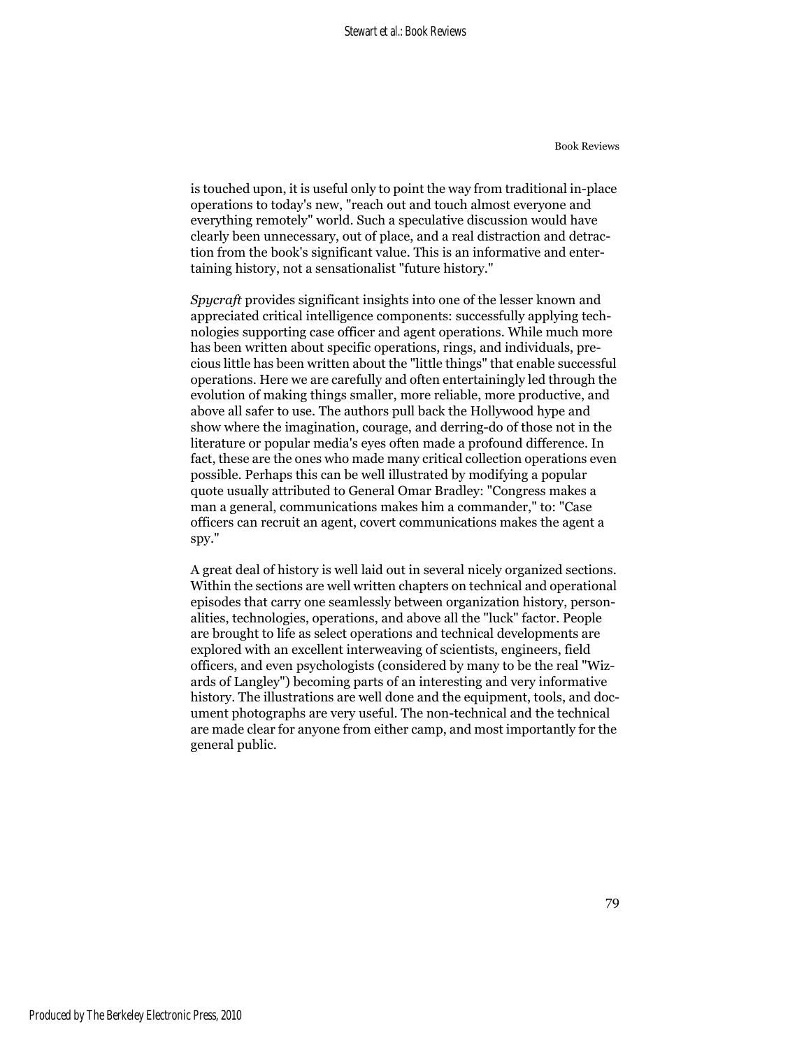is touched upon, it is useful only to point the way from traditional in-place operations to today's new, "reach out and touch almost everyone and everything remotely" world. Such a speculative discussion would have clearly been unnecessary, out of place, and a real distraction and detraction from the book's significant value. This is an informative and entertaining history, not a sensationalist "future history."

*Spycraft* provides significant insights into one of the lesser known and appreciated critical intelligence components: successfully applying technologies supporting case officer and agent operations. While much more has been written about specific operations, rings, and individuals, precious little has been written about the "little things" that enable successful operations. Here we are carefully and often entertainingly led through the evolution of making things smaller, more reliable, more productive, and above all safer to use. The authors pull back the Hollywood hype and show where the imagination, courage, and derring-do of those not in the literature or popular media's eyes often made a profound difference. In fact, these are the ones who made many critical collection operations even possible. Perhaps this can be well illustrated by modifying a popular quote usually attributed to General Omar Bradley: "Congress makes a man a general, communications makes him a commander," to: "Case officers can recruit an agent, covert communications makes the agent a spy."

A great deal of history is well laid out in several nicely organized sections. Within the sections are well written chapters on technical and operational episodes that carry one seamlessly between organization history, personalities, technologies, operations, and above all the "luck" factor. People are brought to life as select operations and technical developments are explored with an excellent interweaving of scientists, engineers, field officers, and even psychologists (considered by many to be the real "Wizards of Langley") becoming parts of an interesting and very informative history. The illustrations are well done and the equipment, tools, and document photographs are very useful. The non-technical and the technical are made clear for anyone from either camp, and most importantly for the general public.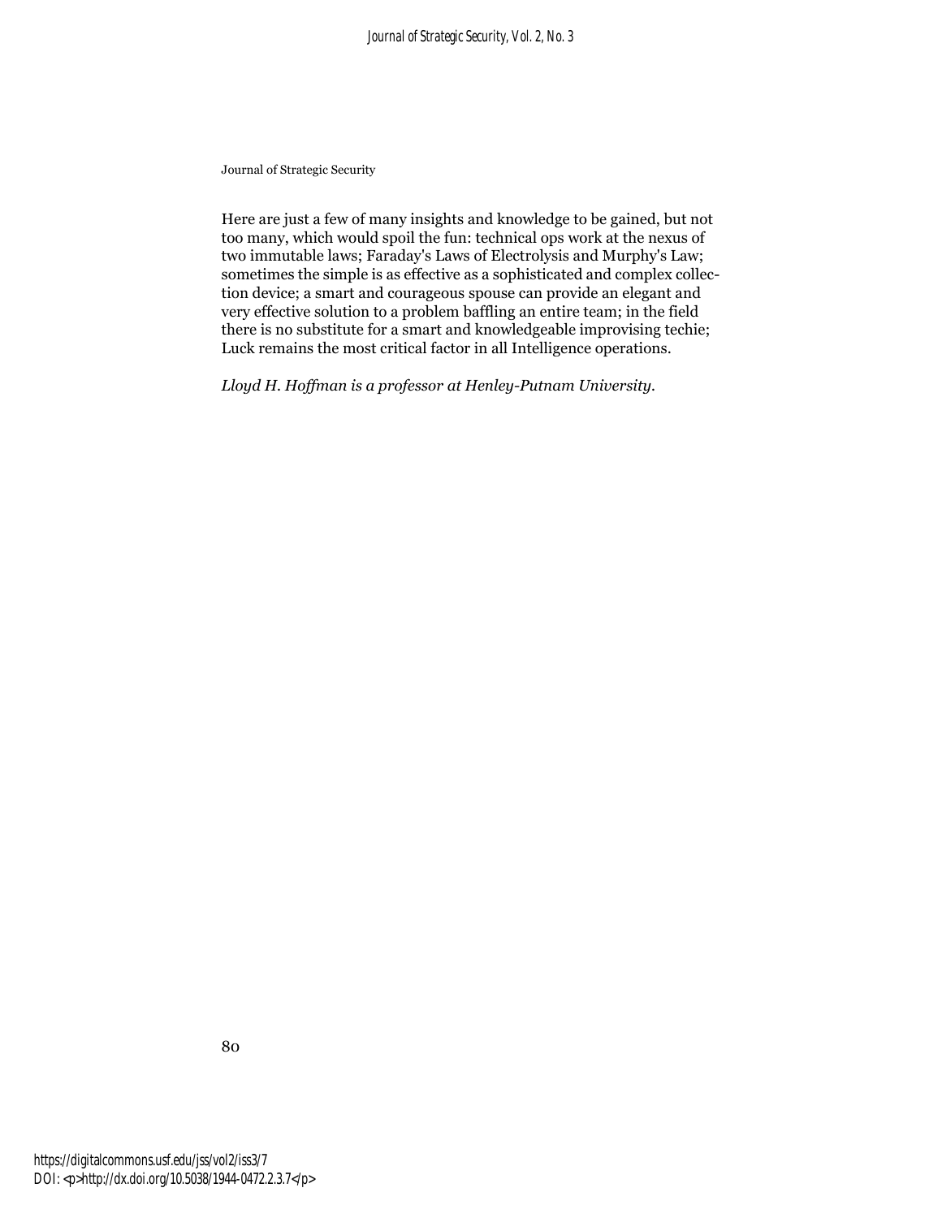Here are just a few of many insights and knowledge to be gained, but not too many, which would spoil the fun: technical ops work at the nexus of two immutable laws; Faraday's Laws of Electrolysis and Murphy's Law; sometimes the simple is as effective as a sophisticated and complex collection device; a smart and courageous spouse can provide an elegant and very effective solution to a problem baffling an entire team; in the field there is no substitute for a smart and knowledgeable improvising techie; Luck remains the most critical factor in all Intelligence operations.

*Lloyd H. Hoffman is a professor at Henley-Putnam University.*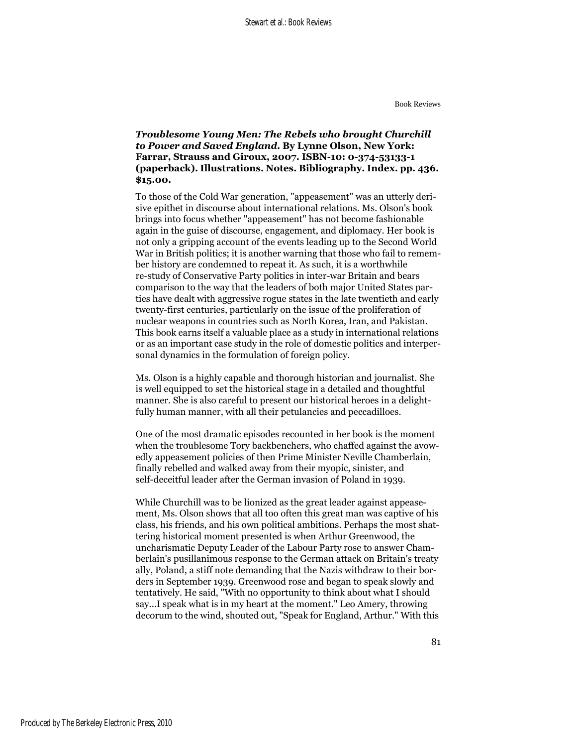***Troublesome Young Men: The Rebels who brought Churchill to Power and Saved England*. By Lynne Olson, New York: Farrar, Strauss and Giroux, 2007. ISBN-10: 0-374-53133-1 (paperback). Illustrations. Notes. Bibliography. Index. pp. 436. $15.00.**

To those of the Cold War generation, "appeasement" was an utterly derisive epithet in discourse about international relations. Ms. Olson's book brings into focus whether "appeasement" has not become fashionable again in the guise of discourse, engagement, and diplomacy. Her book is not only a gripping account of the events leading up to the Second World War in British politics; it is another warning that those who fail to remember history are condemned to repeat it. As such, it is a worthwhile re-study of Conservative Party politics in inter-war Britain and bears comparison to the way that the leaders of both major United States parties have dealt with aggressive rogue states in the late twentieth and early twenty-first centuries, particularly on the issue of the proliferation of nuclear weapons in countries such as North Korea, Iran, and Pakistan. This book earns itself a valuable place as a study in international relations or as an important case study in the role of domestic politics and interpersonal dynamics in the formulation of foreign policy.

Ms. Olson is a highly capable and thorough historian and journalist. She is well equipped to set the historical stage in a detailed and thoughtful manner. She is also careful to present our historical heroes in a delightfully human manner, with all their petulancies and peccadilloes.

One of the most dramatic episodes recounted in her book is the moment when the troublesome Tory backbenchers, who chaffed against the avowedly appeasement policies of then Prime Minister Neville Chamberlain, finally rebelled and walked away from their myopic, sinister, and self-deceitful leader after the German invasion of Poland in 1939.

While Churchill was to be lionized as the great leader against appeasement, Ms. Olson shows that all too often this great man was captive of his class, his friends, and his own political ambitions. Perhaps the most shattering historical moment presented is when Arthur Greenwood, the uncharismatic Deputy Leader of the Labour Party rose to answer Chamberlain's pusillanimous response to the German attack on Britain's treaty ally, Poland, a stiff note demanding that the Nazis withdraw to their borders in September 1939. Greenwood rose and began to speak slowly and tentatively. He said, "With no opportunity to think about what I should say...I speak what is in my heart at the moment." Leo Amery, throwing decorum to the wind, shouted out, "Speak for England, Arthur." With this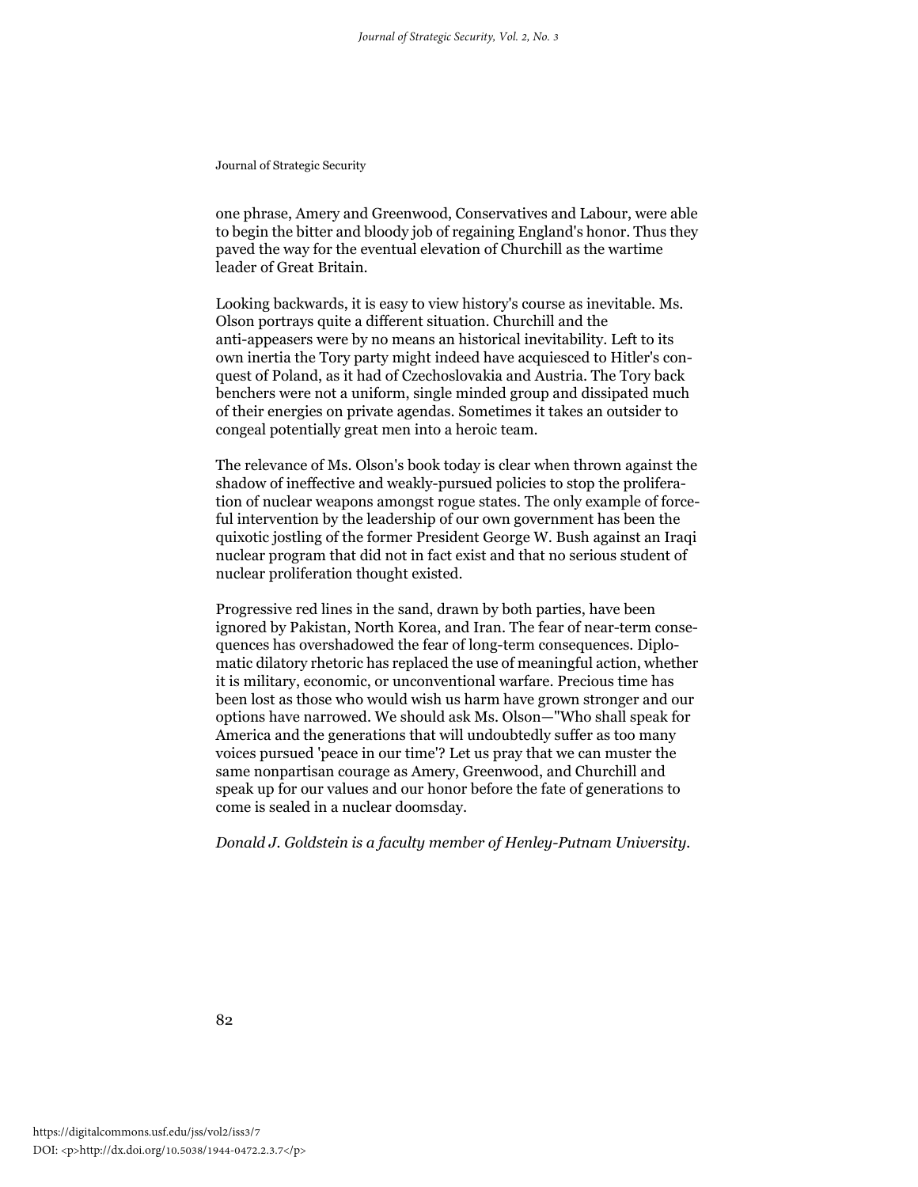one phrase, Amery and Greenwood, Conservatives and Labour, were able to begin the bitter and bloody job of regaining England's honor. Thus they paved the way for the eventual elevation of Churchill as the wartime leader of Great Britain.

Looking backwards, it is easy to view history's course as inevitable. Ms. Olson portrays quite a different situation. Churchill and the anti-appeasers were by no means an historical inevitability. Left to its own inertia the Tory party might indeed have acquiesced to Hitler's conquest of Poland, as it had of Czechoslovakia and Austria. The Tory back benchers were not a uniform, single minded group and dissipated much of their energies on private agendas. Sometimes it takes an outsider to congeal potentially great men into a heroic team.

The relevance of Ms. Olson's book today is clear when thrown against the shadow of ineffective and weakly-pursued policies to stop the proliferation of nuclear weapons amongst rogue states. The only example of forceful intervention by the leadership of our own government has been the quixotic jostling of the former President George W. Bush against an Iraqi nuclear program that did not in fact exist and that no serious student of nuclear proliferation thought existed.

Progressive red lines in the sand, drawn by both parties, have been ignored by Pakistan, North Korea, and Iran. The fear of near-term consequences has overshadowed the fear of long-term consequences. Diplomatic dilatory rhetoric has replaced the use of meaningful action, whether it is military, economic, or unconventional warfare. Precious time has been lost as those who would wish us harm have grown stronger and our options have narrowed. We should ask Ms. Olson—"Who shall speak for America and the generations that will undoubtedly suffer as too many voices pursued 'peace in our time'? Let us pray that we can muster the same nonpartisan courage as Amery, Greenwood, and Churchill and speak up for our values and our honor before the fate of generations to come is sealed in a nuclear doomsday.

*Donald J. Goldstein is a faculty member of Henley-Putnam University.*